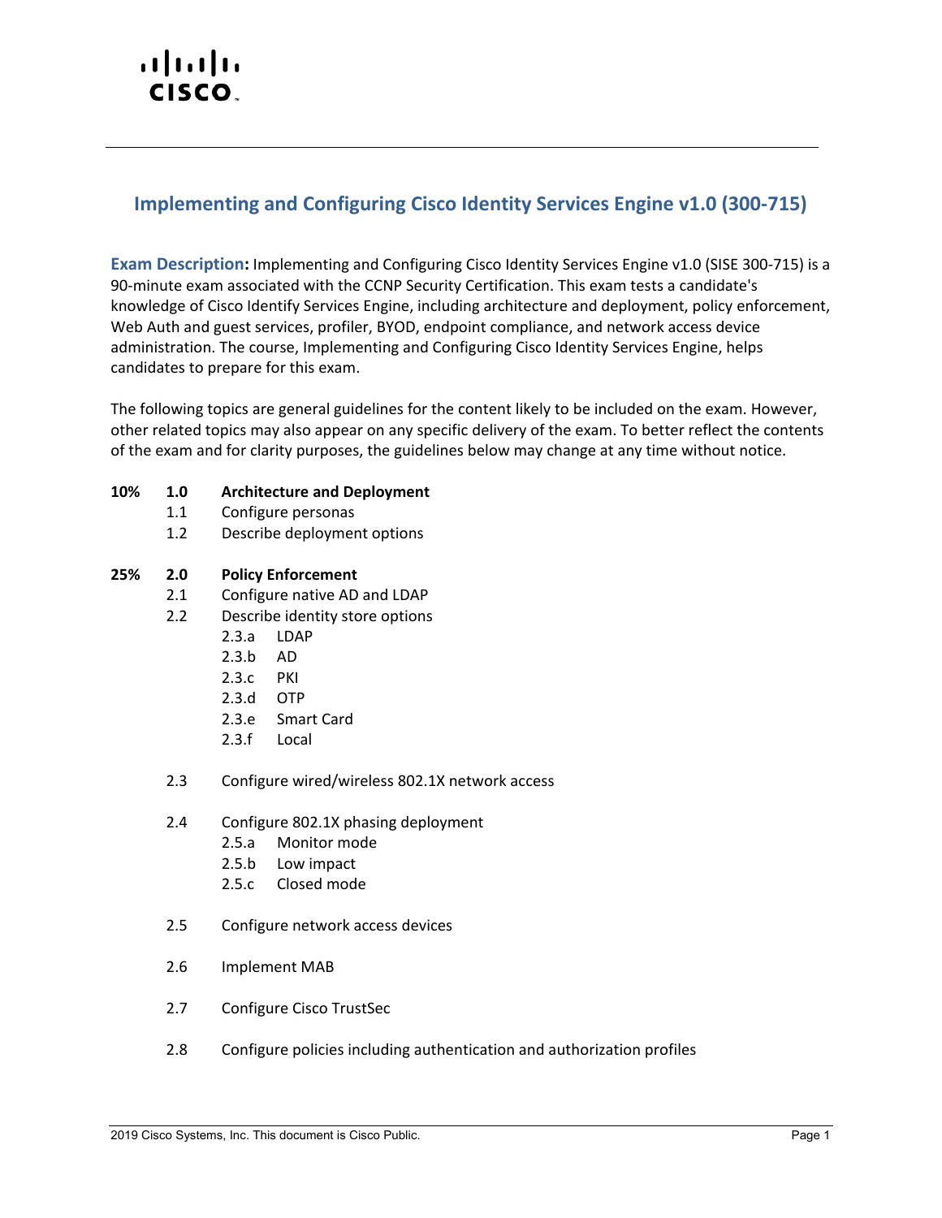# Implementing and Configuring Cisco Identity Services Engine v1.0 (300-715)

**Exam Description:** Implementing and Configuring Cisco Identity Services Engine v1.0 (SISE 300-715) is a 90-minute exam associated with the CCNP Security Certification. This exam tests a candidate's knowledge of Cisco Identify Services Engine, including architecture and deployment, policy enforcement, Web Auth and guest services, profiler, BYOD, endpoint compliance, and network access device administration. The course, Implementing and Configuring Cisco Identity Services Engine, helps candidates to prepare for this exam.

The following topics are general guidelines for the content likely to be included on the exam. However, other related topics may also appear on any specific delivery of the exam. To better reflect the contents of the exam and for clarity purposes, the guidelines below may change at any time without notice.

**10% 1.0 Architecture and Deployment**

- 1.1 Configure personas
- 1.2 Describe deployment options

**25% 2.0 Policy Enforcement**

- 2.1 Configure native AD and LDAP
- 2.2 Describe identity store options
  - 2.3.a LDAP
  - 2.3.b AD
  - 2.3.c PKI
  - 2.3.d OTP
  - 2.3.e Smart Card
  - 2.3.f Local
- 2.3 Configure wired/wireless 802.1X network access
- 2.4 Configure 802.1X phasing deployment
  - 2.5.a Monitor mode
  - 2.5.b Low impact
  - 2.5.c Closed mode
- 2.5 Configure network access devices
- 2.6 Implement MAB
- 2.7 Configure Cisco TrustSec
- 2.8 Configure policies including authentication and authorization profiles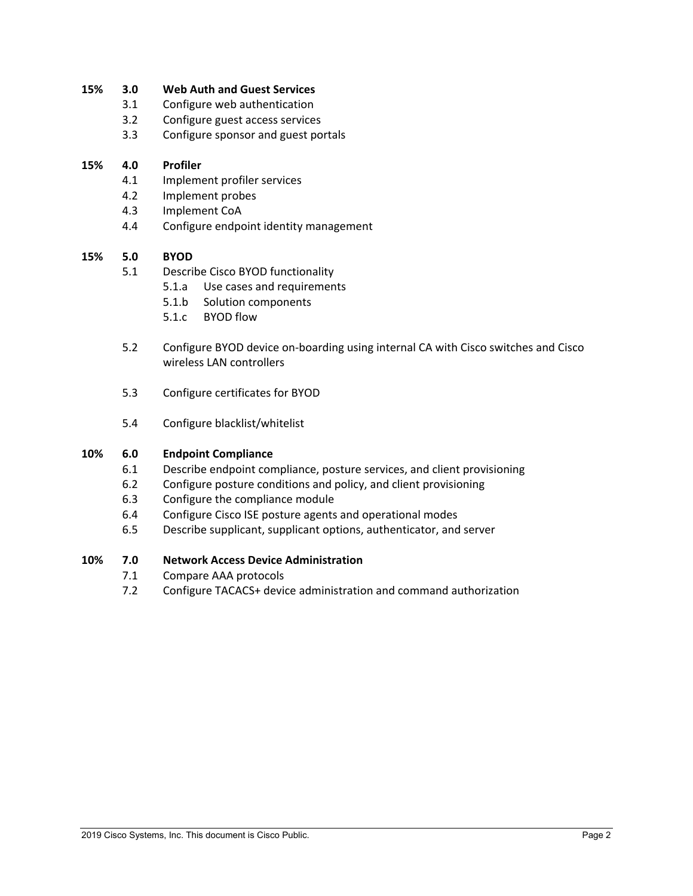**15%  3.0  Web Auth and Guest Services**

- 3.1 Configure web authentication
- 3.2 Configure guest access services
- 3.3 Configure sponsor and guest portals

**15%  4.0  Profiler**

- 4.1 Implement profiler services
- 4.2 Implement probes
- 4.3 Implement CoA
- 4.4 Configure endpoint identity management

**15%  5.0  BYOD**

- 5.1 Describe Cisco BYOD functionality
  - 5.1.a Use cases and requirements
  - 5.1.b Solution components
  - 5.1.c BYOD flow
- 5.2 Configure BYOD device on-boarding using internal CA with Cisco switches and Cisco wireless LAN controllers
- 5.3 Configure certificates for BYOD
- 5.4 Configure blacklist/whitelist

**10%  6.0  Endpoint Compliance**

- 6.1 Describe endpoint compliance, posture services, and client provisioning
- 6.2 Configure posture conditions and policy, and client provisioning
- 6.3 Configure the compliance module
- 6.4 Configure Cisco ISE posture agents and operational modes
- 6.5 Describe supplicant, supplicant options, authenticator, and server

**10%  7.0  Network Access Device Administration**

- 7.1 Compare AAA protocols
- 7.2 Configure TACACS+ device administration and command authorization

2019 Cisco Systems, Inc. This document is Cisco Public.